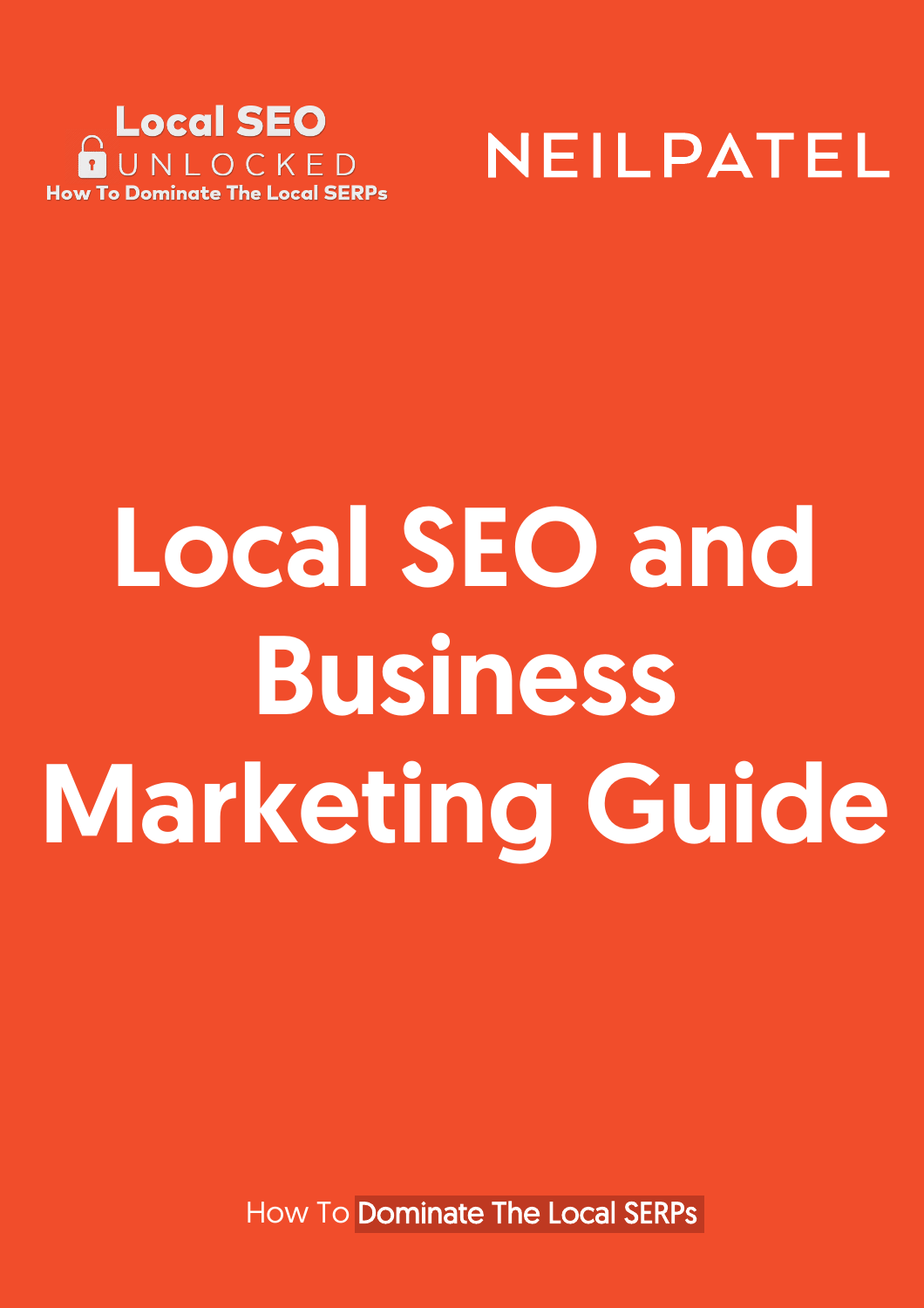Local SEO
UNLOCKED
How To Dominate The Local SERPs

NEILPATEL

# Local SEO and Business Marketing Guide

How To Dominate The Local SERPs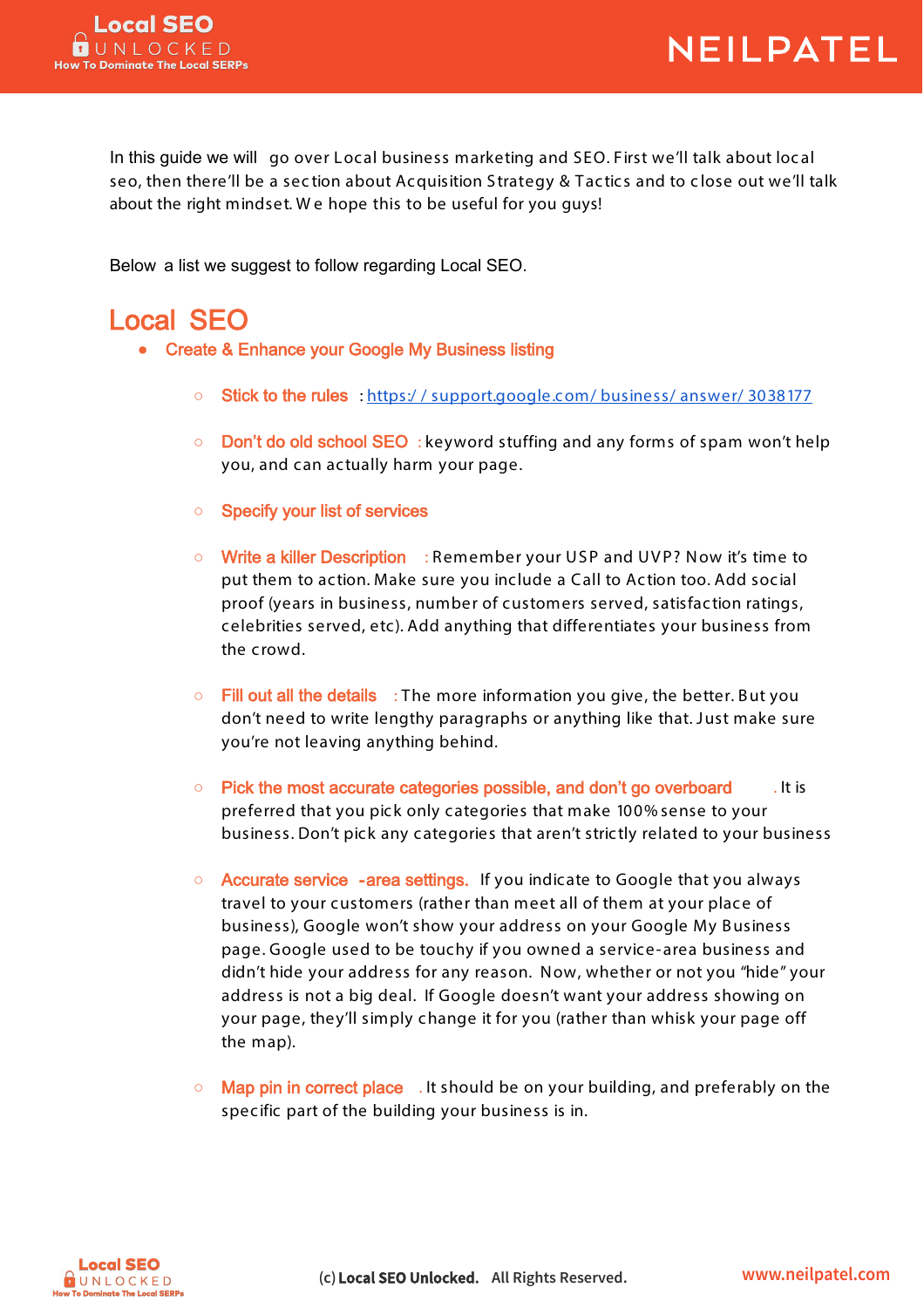In this guide we will go over Local business marketing and SEO. First we'll talk about local seo, then there'll be a section about Acquisition Strategy & Tactics and to close out we'll talk about the right mindset. We hope this to be useful for you guys!

Below a list we suggest to follow regarding Local SEO.

# Local SEO

- **Create & Enhance your Google My Business listing**
  - **Stick to the rules** : https://support.google.com/business/answer/3038177
  - **Don't do old school SEO** : keyword stuffing and any forms of spam won't help you, and can actually harm your page.
  - **Specify your list of services**
  - **Write a killer Description** : Remember your USP and UVP? Now it's time to put them to action. Make sure you include a Call to Action too. Add social proof (years in business, number of customers served, satisfaction ratings, celebrities served, etc). Add anything that differentiates your business from the crowd.
  - **Fill out all the details** : The more information you give, the better. But you don't need to write lengthy paragraphs or anything like that. Just make sure you're not leaving anything behind.
  - **Pick the most accurate categories possible, and don't go overboard**. It is preferred that you pick only categories that make 100% sense to your business. Don't pick any categories that aren't strictly related to your business
  - **Accurate service-area settings.** If you indicate to Google that you always travel to your customers (rather than meet all of them at your place of business), Google won't show your address on your Google My Business page. Google used to be touchy if you owned a service-area business and didn't hide your address for any reason. Now, whether or not you "hide" your address is not a big deal. If Google doesn't want your address showing on your page, they'll simply change it for you (rather than whisk your page off the map).
  - **Map pin in correct place**. It should be on your building, and preferably on the specific part of the building your business is in.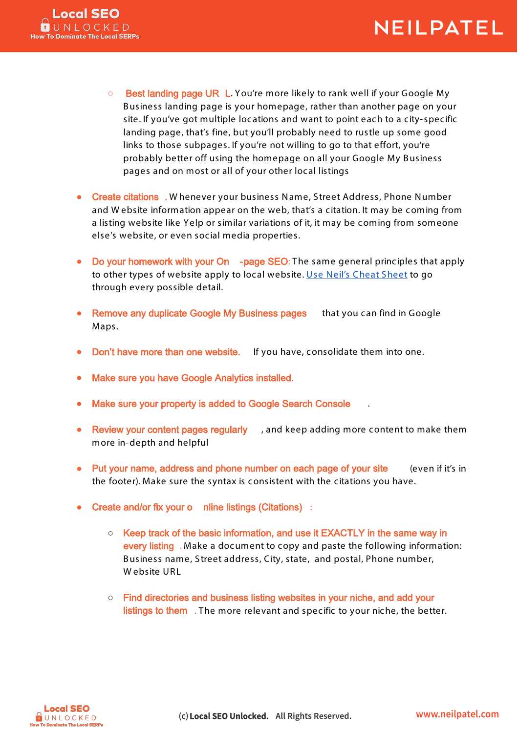- **Best landing page URL**. You're more likely to rank well if your Google My Business landing page is your homepage, rather than another page on your site. If you've got multiple locations and want to point each to a city-specific landing page, that's fine, but you'll probably need to rustle up some good links to those subpages. If you're not willing to go to that effort, you're probably better off using the homepage on all your Google My Business pages and on most or all of your other local listings

- **Create citations**. Whenever your business Name, Street Address, Phone Number and Website information appear on the web, that's a citation. It may be coming from a listing website like Yelp or similar variations of it, it may be coming from someone else's website, or even social media properties.

- **Do your homework with your On-page SEO**: The same general principles that apply to other types of website apply to local website. [Use Neil's Cheat Sheet]() to go through every possible detail.

- **Remove any duplicate Google My Business pages** that you can find in Google Maps.

- **Don't have more than one website.** If you have, consolidate them into one.

- **Make sure you have Google Analytics installed.**

- **Make sure your property is added to Google Search Console**.

- **Review your content pages regularly**, and keep adding more content to make them more in-depth and helpful

- **Put your name, address and phone number on each page of your site** (even if it's in the footer). Make sure the syntax is consistent with the citations you have.

- **Create and/or fix your online listings (Citations)**:
    - **Keep track of the basic information, and use it EXACTLY in the same way in every listing**. Make a document to copy and paste the following information: Business name, Street address, City, state, and postal, Phone number, Website URL
    - **Find directories and business listing websites in your niche, and add your listings to them**. The more relevant and specific to your niche, the better.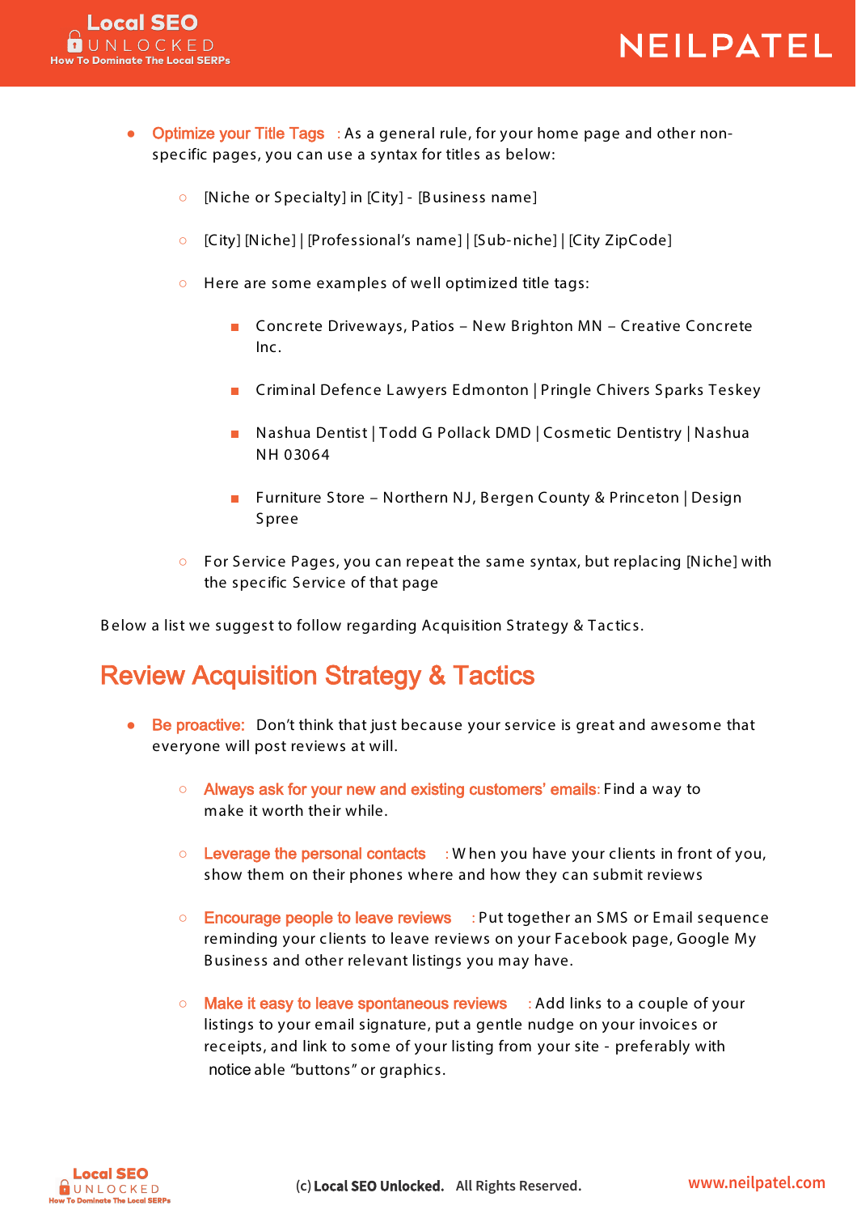- **Optimize your Title Tags**: As a general rule, for your home page and other non-specific pages, you can use a syntax for titles as below:
    - [Niche or Specialty] in [City] - [Business name]
    - [City] [Niche] | [Professional's name] | [Sub-niche] | [City ZipCode]
    - Here are some examples of well optimized title tags:
        - Concrete Driveways, Patios – New Brighton MN – Creative Concrete Inc.
        - Criminal Defence Lawyers Edmonton | Pringle Chivers Sparks Teskey
        - Nashua Dentist | Todd G Pollack DMD | Cosmetic Dentistry | Nashua NH 03064
        - Furniture Store – Northern NJ, Bergen County & Princeton | Design Spree
    - For Service Pages, you can repeat the same syntax, but replacing [Niche] with the specific Service of that page

Below a list we suggest to follow regarding Acquisition Strategy & Tactics.

## Review Acquisition Strategy & Tactics

- **Be proactive:** Don't think that just because your service is great and awesome that everyone will post reviews at will.
    - **Always ask for your new and existing customers' emails:** Find a way to make it worth their while.
    - **Leverage the personal contacts**: When you have your clients in front of you, show them on their phones where and how they can submit reviews
    - **Encourage people to leave reviews**: Put together an SMS or Email sequence reminding your clients to leave reviews on your Facebook page, Google My Business and other relevant listings you may have.
    - **Make it easy to leave spontaneous reviews**: Add links to a couple of your listings to your email signature, put a gentle nudge on your invoices or receipts, and link to some of your listing from your site - preferably with noticeable "buttons" or graphics.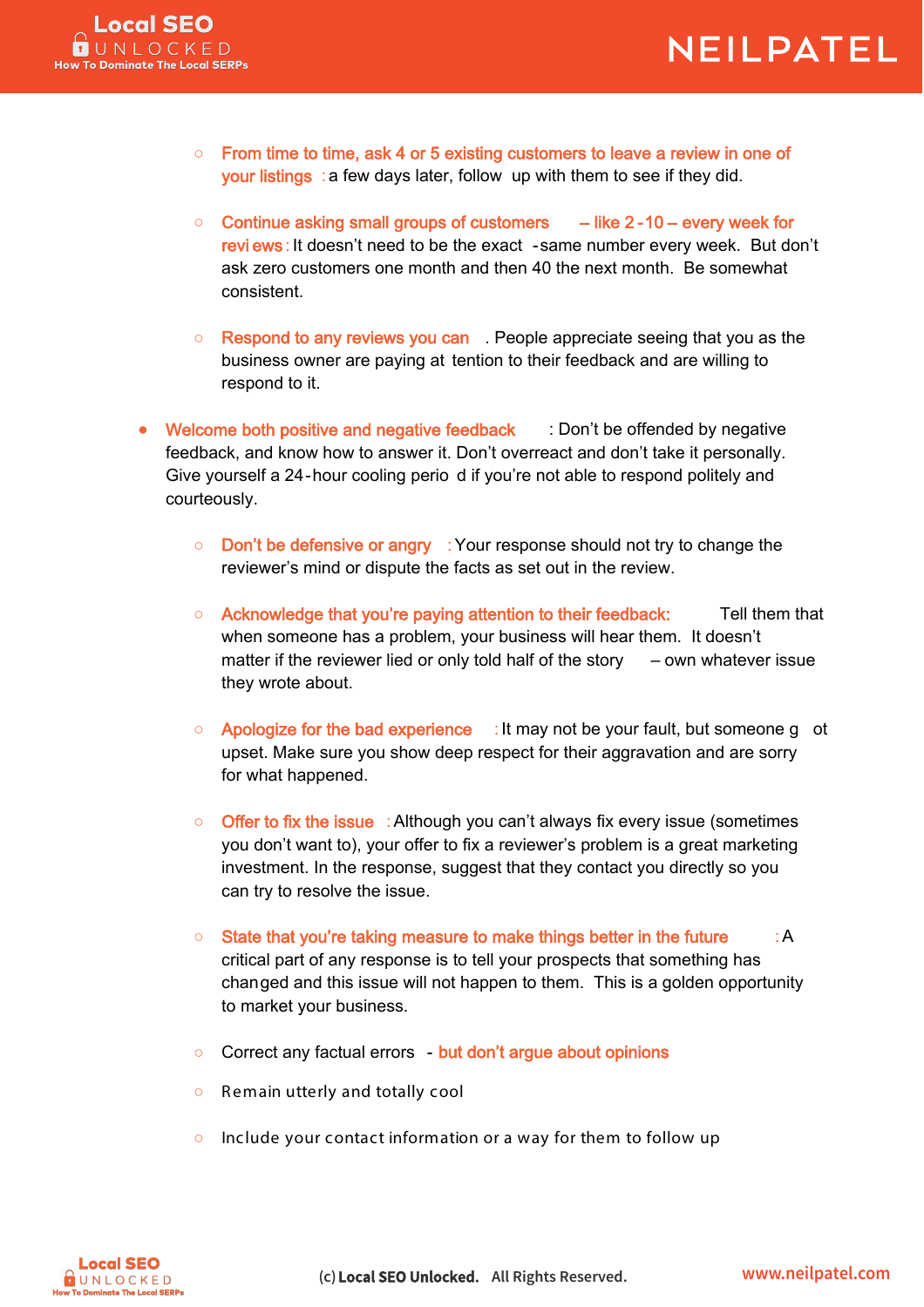- From time to time, ask 4 or 5 existing customers to leave a review in one of your listings: a few days later, follow up with them to see if they did.
- Continue asking small groups of customers – like 2-10 – every week for reviews: It doesn't need to be the exact-same number every week. But don't ask zero customers one month and then 40 the next month. Be somewhat consistent.
- Respond to any reviews you can. People appreciate seeing that you as the business owner are paying attention to their feedback and are willing to respond to it.

- Welcome both positive and negative feedback: Don't be offended by negative feedback, and know how to answer it. Don't overreact and don't take it personally. Give yourself a 24-hour cooling period if you're not able to respond politely and courteously.
  - Don't be defensive or angry: Your response should not try to change the reviewer's mind or dispute the facts as set out in the review.
  - Acknowledge that you're paying attention to their feedback: Tell them that when someone has a problem, your business will hear them. It doesn't matter if the reviewer lied or only told half of the story – own whatever issue they wrote about.
  - Apologize for the bad experience: It may not be your fault, but someone got upset. Make sure you show deep respect for their aggravation and are sorry for what happened.
  - Offer to fix the issue: Although you can't always fix every issue (sometimes you don't want to), your offer to fix a reviewer's problem is a great marketing investment. In the response, suggest that they contact you directly so you can try to resolve the issue.
  - State that you're taking measure to make things better in the future: A critical part of any response is to tell your prospects that something has changed and this issue will not happen to them. This is a golden opportunity to market your business.
  - Correct any factual errors - but don't argue about opinions
  - Remain utterly and totally cool
  - Include your contact information or a way for them to follow up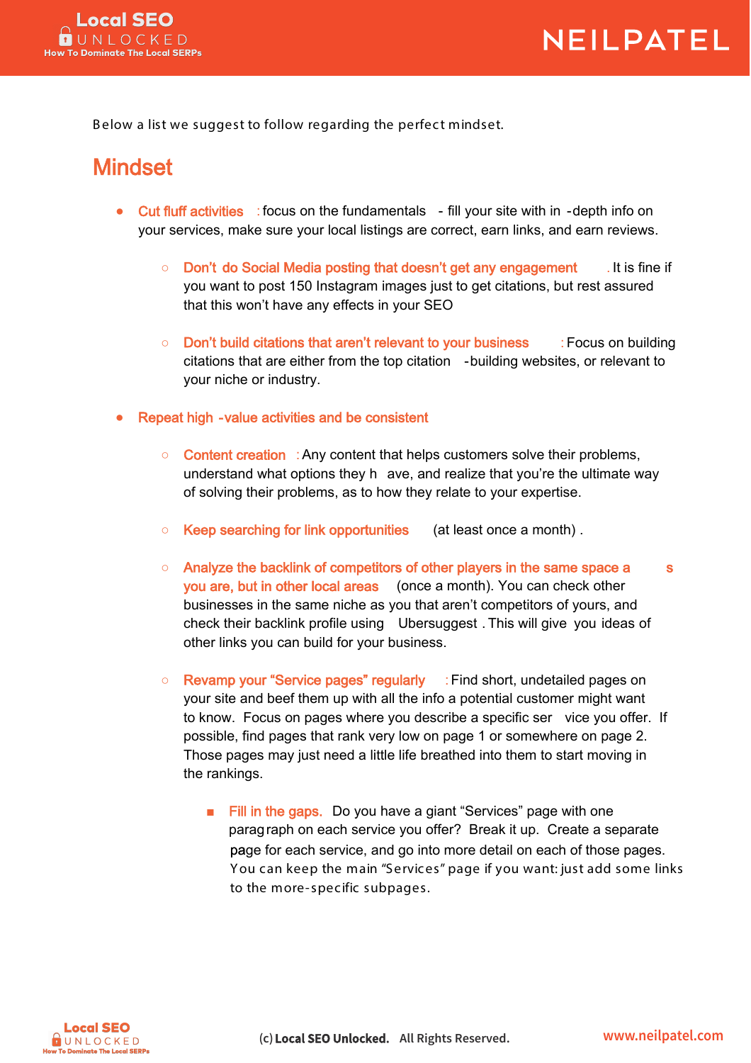Below a list we suggest to follow regarding the perfect mindset.

## Mindset

- **Cut fluff activities**: focus on the fundamentals - fill your site with in-depth info on your services, make sure your local listings are correct, earn links, and earn reviews.
    - **Don't do Social Media posting that doesn't get any engagement**. It is fine if you want to post 150 Instagram images just to get citations, but rest assured that this won't have any effects in your SEO
    - **Don't build citations that aren't relevant to your business**: Focus on building citations that are either from the top citation-building websites, or relevant to your niche or industry.
- **Repeat high-value activities and be consistent**
    - **Content creation**: Any content that helps customers solve their problems, understand what options they have, and realize that you're the ultimate way of solving their problems, as to how they relate to your expertise.
    - **Keep searching for link opportunities** (at least once a month).
    - **Analyze the backlink of competitors of other players in the same space as you are, but in other local areas** (once a month). You can check other businesses in the same niche as you that aren't competitors of yours, and check their backlink profile using Ubersuggest. This will give you ideas of other links you can build for your business.
    - **Revamp your "Service pages" regularly**: Find short, undetailed pages on your site and beef them up with all the info a potential customer might want to know. Focus on pages where you describe a specific service you offer. If possible, find pages that rank very low on page 1 or somewhere on page 2. Those pages may just need a little life breathed into them to start moving in the rankings.
        - **Fill in the gaps.** Do you have a giant "Services" page with one paragraph on each service you offer? Break it up. Create a separate page for each service, and go into more detail on each of those pages. You can keep the main "Services" page if you want: just add some links to the more-specific subpages.